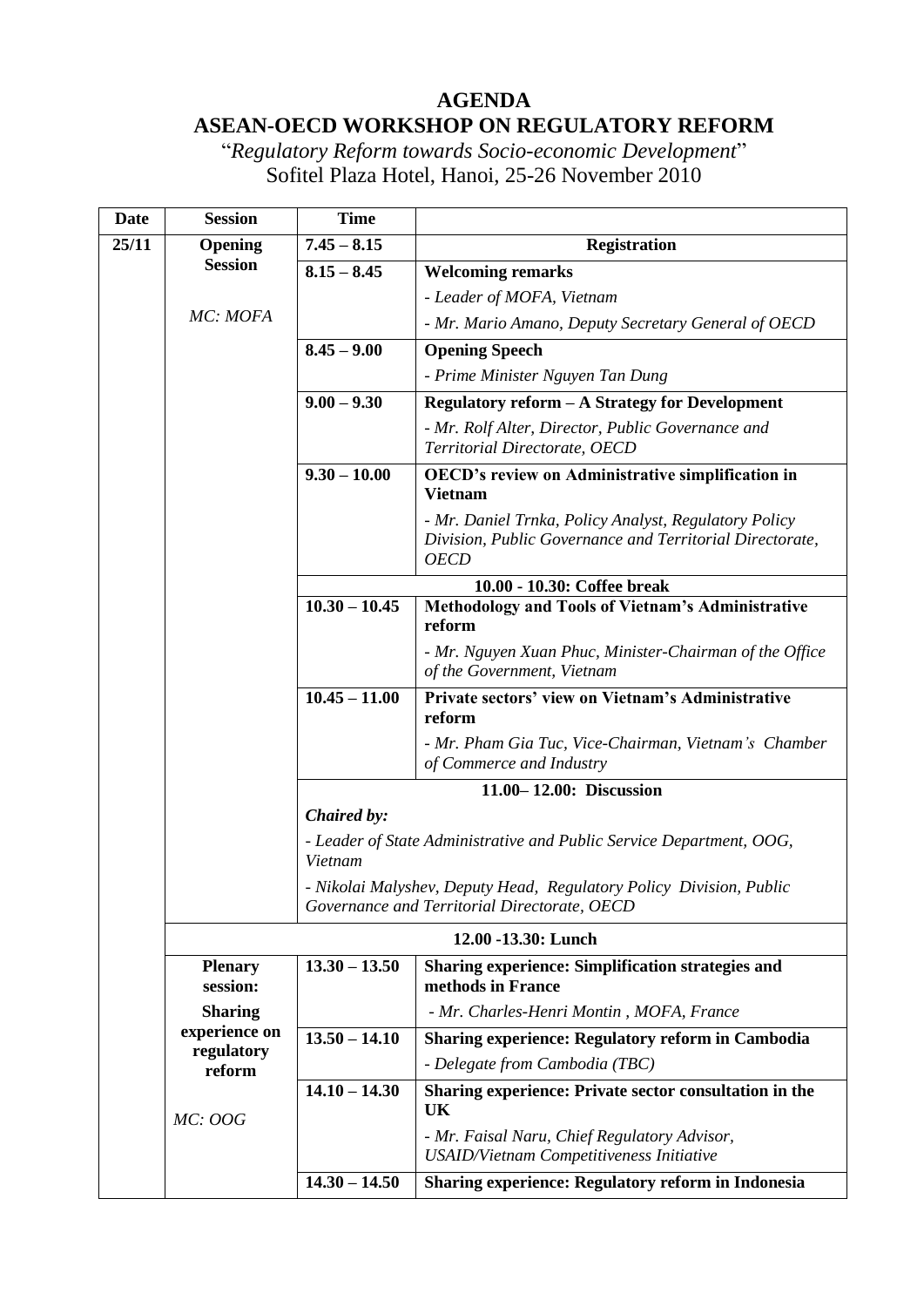# AGENDA

# ASEAN-OECD WORKSHOP ON REGULATORY REFORM

"*Regulatory Reform towards Socio-economic Development*"

Sofitel Plaza Hotel, Hanoi, 25-26 November 2010

| Date | Session | Time | |
|---|---|---|---|
| **25/11** | **Opening Session**<br><br>*MC: MOFA* | **7.45 – 8.15** | **Registration** |
| | | **8.15 – 8.45** | **Welcoming remarks**<br>*- Leader of MOFA, Vietnam*<br>*- Mr. Mario Amano, Deputy Secretary General of OECD* |
| | | **8.45 – 9.00** | **Opening Speech**<br>*- Prime Minister Nguyen Tan Dung* |
| | | **9.00 – 9.30** | **Regulatory reform – A Strategy for Development**<br>*- Mr. Rolf Alter, Director, Public Governance and Territorial Directorate, OECD* |
| | | **9.30 – 10.00** | **OECD's review on Administrative simplification in Vietnam**<br>*- Mr. Daniel Trnka, Policy Analyst, Regulatory Policy Division, Public Governance and Territorial Directorate, OECD* |
| | | **10.00 - 10.30: Coffee break** | |
| | | **10.30 – 10.45** | **Methodology and Tools of Vietnam's Administrative reform**<br>*- Mr. Nguyen Xuan Phuc, Minister-Chairman of the Office of the Government, Vietnam* |
| | | **10.45 – 11.00** | **Private sectors' view on Vietnam's Administrative reform**<br>*- Mr. Pham Gia Tuc, Vice-Chairman, Vietnam's Chamber of Commerce and Industry* |
| | | **11.00– 12.00: Discussion**<br>***Chaired by:***<br>*- Leader of State Administrative and Public Service Department, OOG, Vietnam*<br>*- Nikolai Malyshev, Deputy Head, Regulatory Policy Division, Public Governance and Territorial Directorate, OECD* | |
| | **12.00 -13.30: Lunch** | | |
| | **Plenary session:**<br>**Sharing experience on regulatory reform**<br><br>*MC: OOG* | **13.30 – 13.50** | **Sharing experience: Simplification strategies and methods in France**<br>*- Mr. Charles-Henri Montin , MOFA, France* |
| | | **13.50 – 14.10** | **Sharing experience: Regulatory reform in Cambodia**<br>*- Delegate from Cambodia (TBC)* |
| | | **14.10 – 14.30** | **Sharing experience: Private sector consultation in the UK**<br>*- Mr. Faisal Naru, Chief Regulatory Advisor, USAID/Vietnam Competitiveness Initiative* |
| | | **14.30 – 14.50** | **Sharing experience: Regulatory reform in Indonesia** |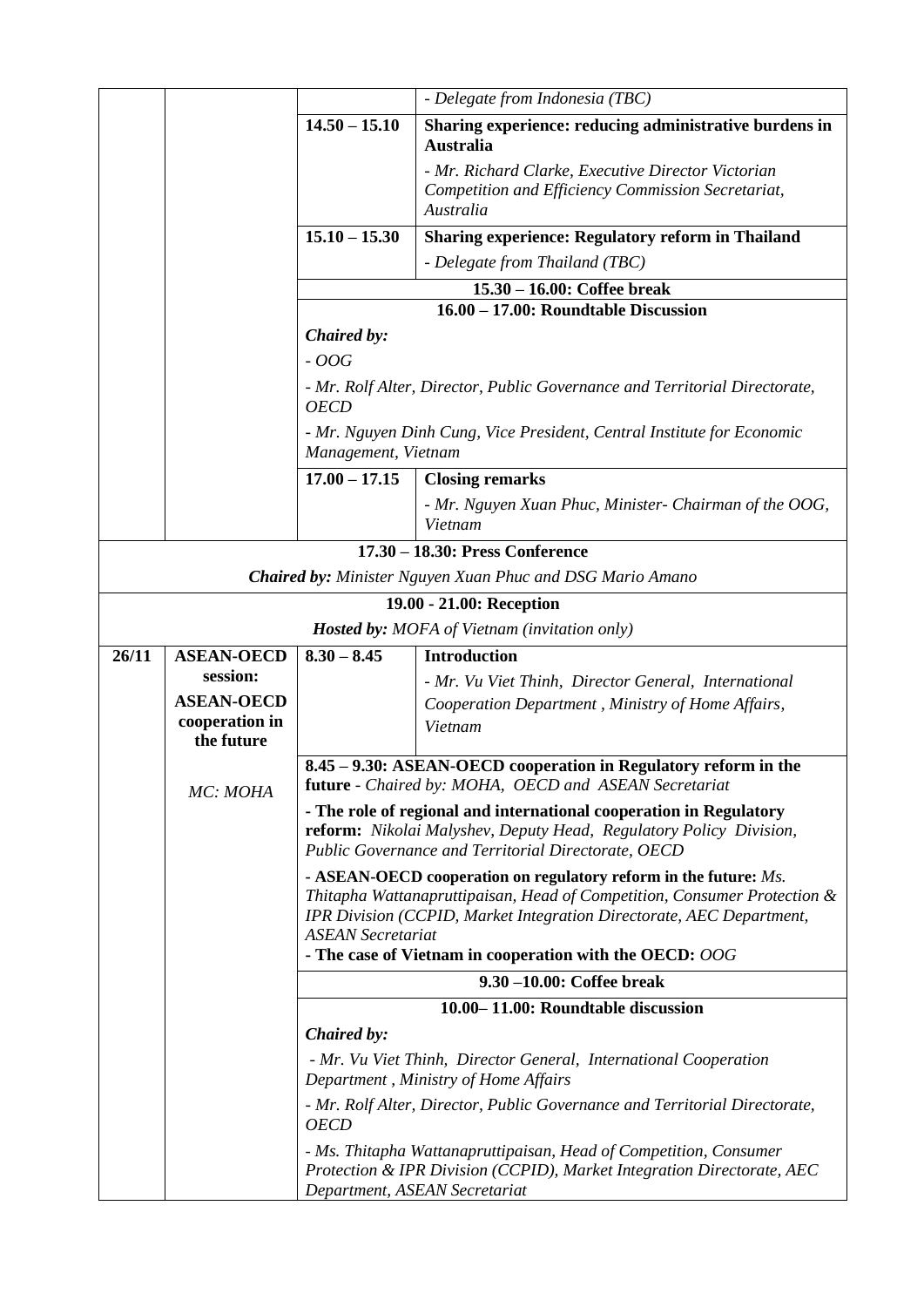| | | | |
|---|---|---|---|
| | | | *- Delegate from Indonesia (TBC)* |
| | | **14.50 – 15.10** | **Sharing experience: reducing administrative burdens in Australia**<br>*- Mr. Richard Clarke, Executive Director Victorian Competition and Efficiency Commission Secretariat, Australia* |
| | | **15.10 – 15.30** | **Sharing experience: Regulatory reform in Thailand**<br>*- Delegate from Thailand (TBC)* |
| | | **15.30 – 16.00: Coffee break** | |
| | | **16.00 – 17.00: Roundtable Discussion**<br>***Chaired by:***<br>*- OOG*<br>*- Mr. Rolf Alter, Director, Public Governance and Territorial Directorate, OECD*<br>*- Mr. Nguyen Dinh Cung, Vice President, Central Institute for Economic Management, Vietnam* | |
| | | **17.00 – 17.15** | **Closing remarks**<br>*- Mr. Nguyen Xuan Phuc, Minister- Chairman of the OOG, Vietnam* |
| **17.30 – 18.30: Press Conference**<br>***Chaired by:*** *Minister Nguyen Xuan Phuc and DSG Mario Amano* | | | |
| **19.00 - 21.00: Reception**<br>***Hosted by:*** *MOFA of Vietnam (invitation only)* | | | |
| **26/11** | **ASEAN-OECD session:**<br>**ASEAN-OECD cooperation in the future**<br><br>*MC: MOHA* | **8.30 – 8.45** | **Introduction**<br>*- Mr. Vu Viet Thinh, Director General, International Cooperation Department , Ministry of Home Affairs, Vietnam* |
| | | **8.45 – 9.30: ASEAN-OECD cooperation in Regulatory reform in the future** *- Chaired by: MOHA, OECD and ASEAN Secretariat*<br>**- The role of regional and international cooperation in Regulatory reform:** *Nikolai Malyshev, Deputy Head, Regulatory Policy Division, Public Governance and Territorial Directorate, OECD*<br>**- ASEAN-OECD cooperation on regulatory reform in the future:** *Ms. Thitapha Wattanapruttipaisan, Head of Competition, Consumer Protection & IPR Division (CCPID, Market Integration Directorate, AEC Department, ASEAN Secretariat*<br>**- The case of Vietnam in cooperation with the OECD:** *OOG* | |
| | | **9.30 –10.00: Coffee break** | |
| | | **10.00– 11.00: Roundtable discussion**<br>***Chaired by:***<br>*- Mr. Vu Viet Thinh, Director General, International Cooperation Department , Ministry of Home Affairs*<br>*- Mr. Rolf Alter, Director, Public Governance and Territorial Directorate, OECD*<br>*- Ms. Thitapha Wattanapruttipaisan, Head of Competition, Consumer Protection & IPR Division (CCPID), Market Integration Directorate, AEC Department, ASEAN Secretariat* | |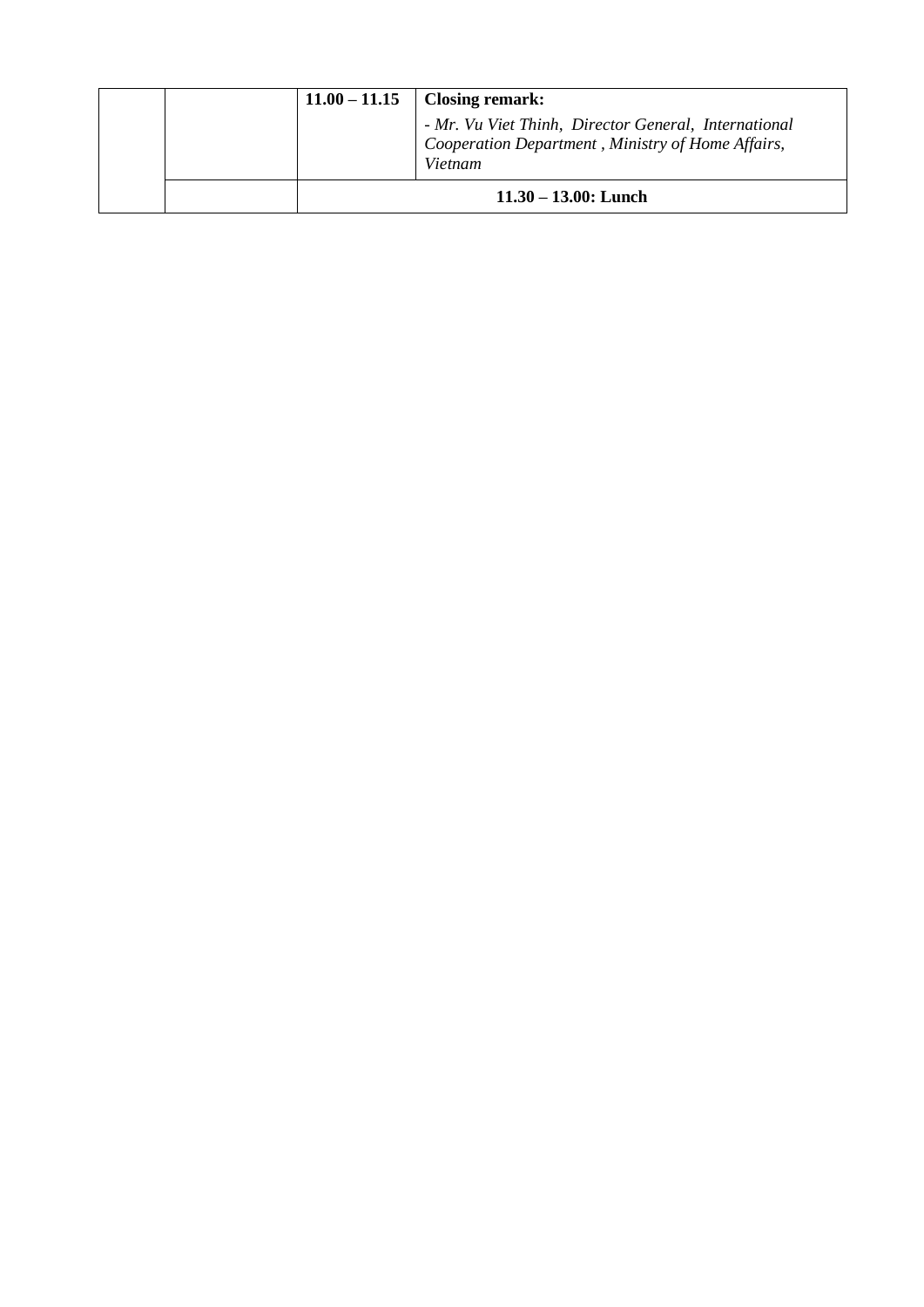| | | | |
|---|---|---|---|
| | | **11.00 – 11.15** | **Closing remark:**<br>*- Mr. Vu Viet Thinh, Director General, International Cooperation Department , Ministry of Home Affairs, Vietnam* |
| | | **11.30 – 13.00: Lunch** | |